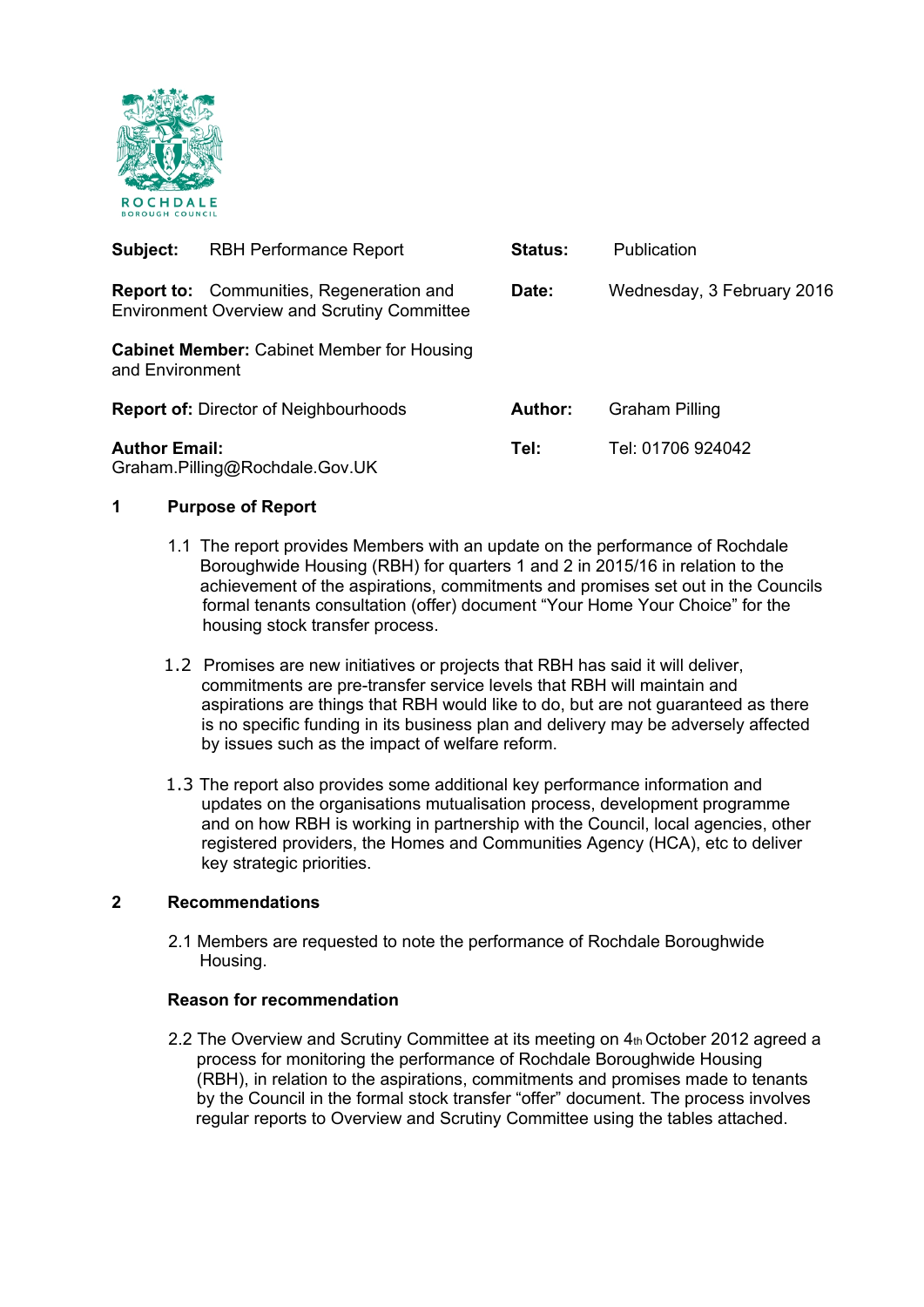ROCHDALE
BOROUGH COUNCIL

| | | | |
|---|---|---|---|
| **Subject:** RBH Performance Report | | **Status:** | Publication |
| **Report to:** Communities, Regeneration and Environment Overview and Scrutiny Committee | | **Date:** | Wednesday, 3 February 2016 |
| **Cabinet Member:** Cabinet Member for Housing and Environment | | | |
| **Report of:** Director of Neighbourhoods | | **Author:** | Graham Pilling |
| **Author Email:** Graham.Pilling@Rochdale.Gov.UK | | **Tel:** | Tel: 01706 924042 |

## 1 Purpose of Report

1.1 The report provides Members with an update on the performance of Rochdale Boroughwide Housing (RBH) for quarters 1 and 2 in 2015/16 in relation to the achievement of the aspirations, commitments and promises set out in the Councils formal tenants consultation (offer) document "Your Home Your Choice" for the housing stock transfer process.

1.2 Promises are new initiatives or projects that RBH has said it will deliver, commitments are pre-transfer service levels that RBH will maintain and aspirations are things that RBH would like to do, but are not guaranteed as there is no specific funding in its business plan and delivery may be adversely affected by issues such as the impact of welfare reform.

1.3 The report also provides some additional key performance information and updates on the organisations mutualisation process, development programme and on how RBH is working in partnership with the Council, local agencies, other registered providers, the Homes and Communities Agency (HCA), etc to deliver key strategic priorities.

## 2 Recommendations

2.1 Members are requested to note the performance of Rochdale Boroughwide Housing.

### Reason for recommendation

2.2 The Overview and Scrutiny Committee at its meeting on 4th October 2012 agreed a process for monitoring the performance of Rochdale Boroughwide Housing (RBH), in relation to the aspirations, commitments and promises made to tenants by the Council in the formal stock transfer "offer" document. The process involves regular reports to Overview and Scrutiny Committee using the tables attached.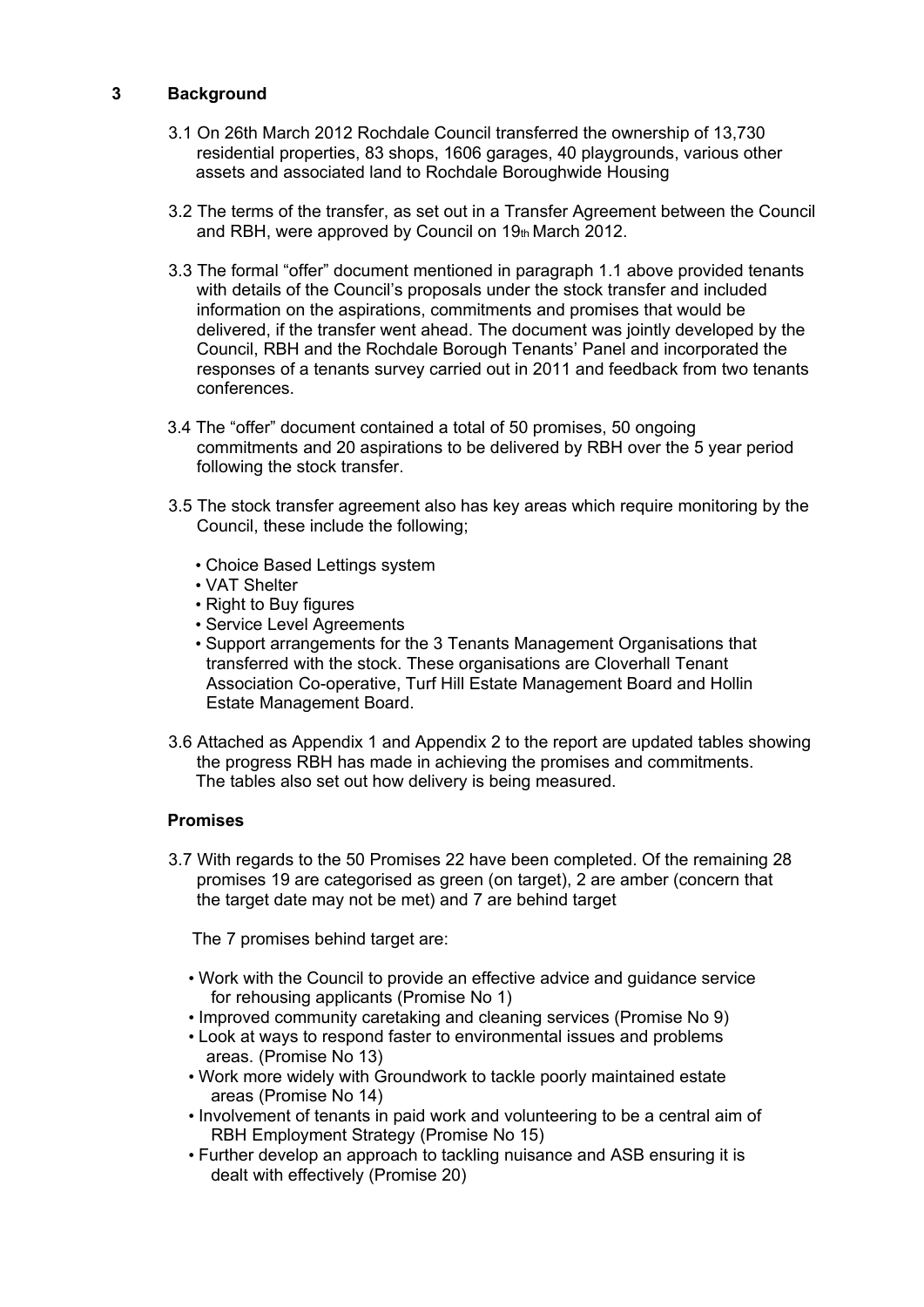## 3 Background

3.1 On 26th March 2012 Rochdale Council transferred the ownership of 13,730 residential properties, 83 shops, 1606 garages, 40 playgrounds, various other assets and associated land to Rochdale Boroughwide Housing

3.2 The terms of the transfer, as set out in a Transfer Agreement between the Council and RBH, were approved by Council on 19th March 2012.

3.3 The formal "offer" document mentioned in paragraph 1.1 above provided tenants with details of the Council's proposals under the stock transfer and included information on the aspirations, commitments and promises that would be delivered, if the transfer went ahead. The document was jointly developed by the Council, RBH and the Rochdale Borough Tenants' Panel and incorporated the responses of a tenants survey carried out in 2011 and feedback from two tenants conferences.

3.4 The "offer" document contained a total of 50 promises, 50 ongoing commitments and 20 aspirations to be delivered by RBH over the 5 year period following the stock transfer.

3.5 The stock transfer agreement also has key areas which require monitoring by the Council, these include the following;

- Choice Based Lettings system
- VAT Shelter
- Right to Buy figures
- Service Level Agreements
- Support arrangements for the 3 Tenants Management Organisations that transferred with the stock. These organisations are Cloverhall Tenant Association Co-operative, Turf Hill Estate Management Board and Hollin Estate Management Board.

3.6 Attached as Appendix 1 and Appendix 2 to the report are updated tables showing the progress RBH has made in achieving the promises and commitments. The tables also set out how delivery is being measured.

**Promises**

3.7 With regards to the 50 Promises 22 have been completed. Of the remaining 28 promises 19 are categorised as green (on target), 2 are amber (concern that the target date may not be met) and 7 are behind target

The 7 promises behind target are:

- Work with the Council to provide an effective advice and guidance service for rehousing applicants (Promise No 1)
- Improved community caretaking and cleaning services (Promise No 9)
- Look at ways to respond faster to environmental issues and problems areas. (Promise No 13)
- Work more widely with Groundwork to tackle poorly maintained estate areas (Promise No 14)
- Involvement of tenants in paid work and volunteering to be a central aim of RBH Employment Strategy (Promise No 15)
- Further develop an approach to tackling nuisance and ASB ensuring it is dealt with effectively (Promise 20)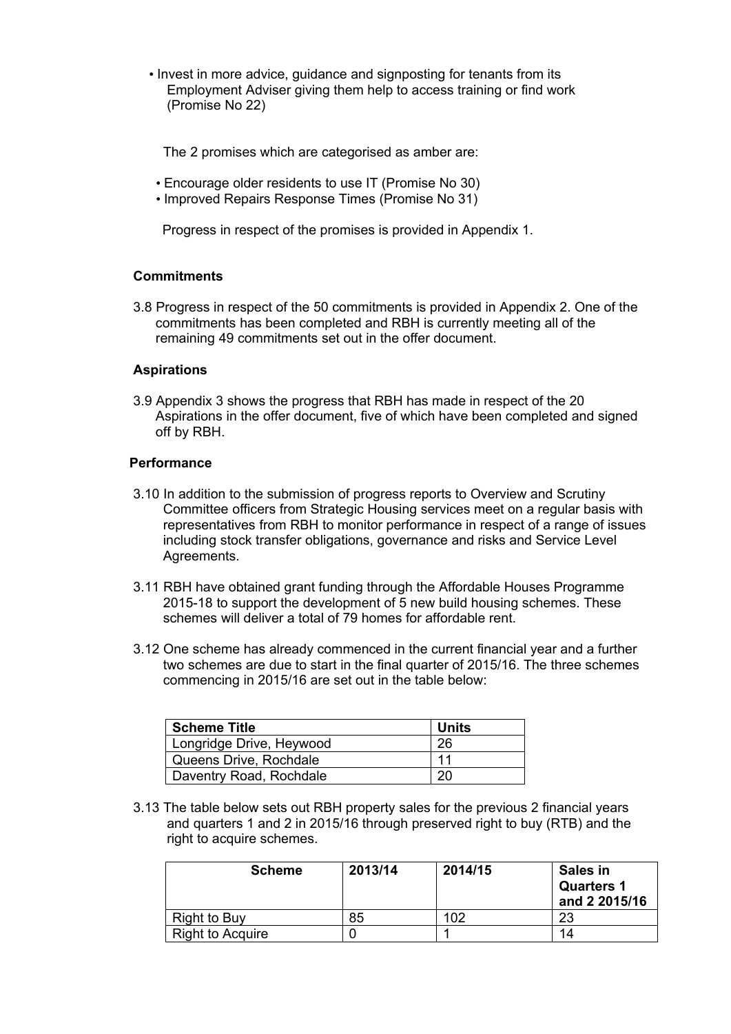- Invest in more advice, guidance and signposting for tenants from its Employment Adviser giving them help to access training or find work (Promise No 22)

The 2 promises which are categorised as amber are:

- Encourage older residents to use IT (Promise No 30)
- Improved Repairs Response Times (Promise No 31)

Progress in respect of the promises is provided in Appendix 1.

**Commitments**

3.8 Progress in respect of the 50 commitments is provided in Appendix 2. One of the commitments has been completed and RBH is currently meeting all of the remaining 49 commitments set out in the offer document.

**Aspirations**

3.9 Appendix 3 shows the progress that RBH has made in respect of the 20 Aspirations in the offer document, five of which have been completed and signed off by RBH.

**Performance**

3.10 In addition to the submission of progress reports to Overview and Scrutiny Committee officers from Strategic Housing services meet on a regular basis with representatives from RBH to monitor performance in respect of a range of issues including stock transfer obligations, governance and risks and Service Level Agreements.

3.11 RBH have obtained grant funding through the Affordable Houses Programme 2015-18 to support the development of 5 new build housing schemes. These schemes will deliver a total of 79 homes for affordable rent.

3.12 One scheme has already commenced in the current financial year and a further two schemes are due to start in the final quarter of 2015/16. The three schemes commencing in 2015/16 are set out in the table below:

| Scheme Title | Units |
|---|---|
| Longridge Drive, Heywood | 26 |
| Queens Drive, Rochdale | 11 |
| Daventry Road, Rochdale | 20 |

3.13 The table below sets out RBH property sales for the previous 2 financial years and quarters 1 and 2 in 2015/16 through preserved right to buy (RTB) and the right to acquire schemes.

| Scheme | 2013/14 | 2014/15 | Sales in Quarters 1 and 2 2015/16 |
|---|---|---|---|
| Right to Buy | 85 | 102 | 23 |
| Right to Acquire | 0 | 1 | 14 |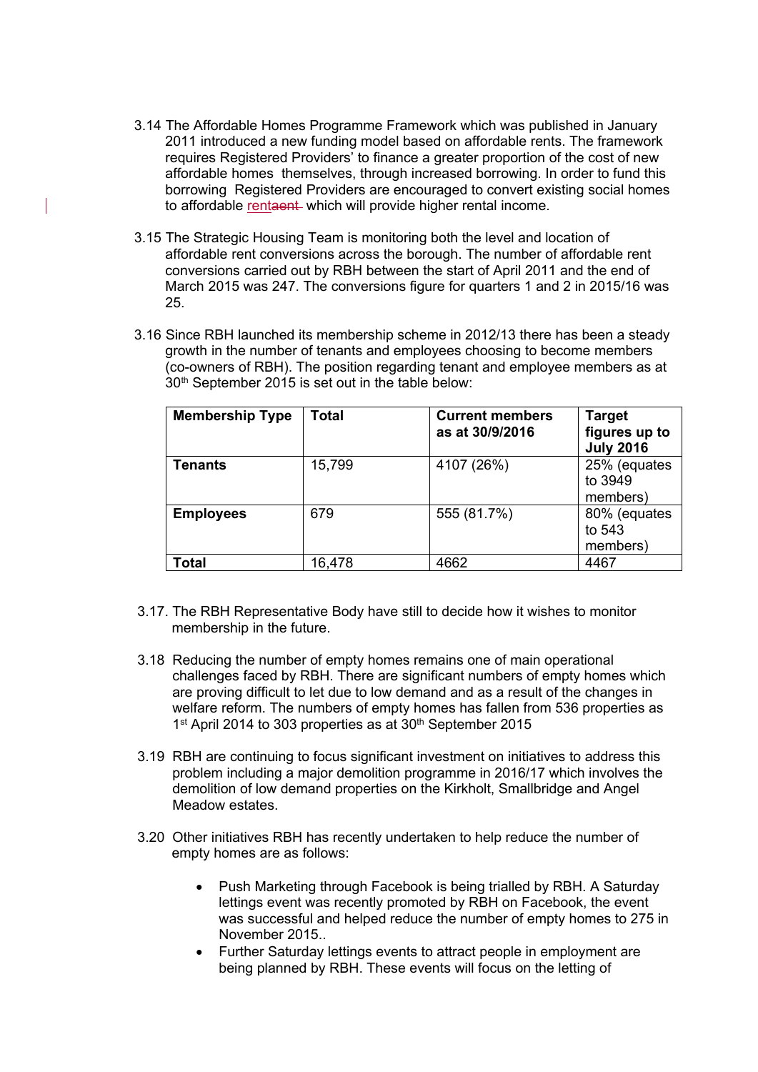3.14 The Affordable Homes Programme Framework which was published in January 2011 introduced a new funding model based on affordable rents. The framework requires Registered Providers' to finance a greater proportion of the cost of new affordable homes themselves, through increased borrowing. In order to fund this borrowing Registered Providers are encouraged to convert existing social homes to affordable rent which will provide higher rental income.

3.15 The Strategic Housing Team is monitoring both the level and location of affordable rent conversions across the borough. The number of affordable rent conversions carried out by RBH between the start of April 2011 and the end of March 2015 was 247. The conversions figure for quarters 1 and 2 in 2015/16 was 25.

3.16 Since RBH launched its membership scheme in 2012/13 there has been a steady growth in the number of tenants and employees choosing to become members (co-owners of RBH). The position regarding tenant and employee members as at 30th September 2015 is set out in the table below:

| Membership Type | Total | Current members as at 30/9/2016 | Target figures up to July 2016 |
|---|---|---|---|
| **Tenants** | 15,799 | 4107 (26%) | 25% (equates to 3949 members) |
| **Employees** | 679 | 555 (81.7%) | 80% (equates to 543 members) |
| **Total** | 16,478 | 4662 | 4467 |

3.17. The RBH Representative Body have still to decide how it wishes to monitor membership in the future.

3.18 Reducing the number of empty homes remains one of main operational challenges faced by RBH. There are significant numbers of empty homes which are proving difficult to let due to low demand and as a result of the changes in welfare reform. The numbers of empty homes has fallen from 536 properties as 1st April 2014 to 303 properties as at 30th September 2015

3.19 RBH are continuing to focus significant investment on initiatives to address this problem including a major demolition programme in 2016/17 which involves the demolition of low demand properties on the Kirkholt, Smallbridge and Angel Meadow estates.

3.20 Other initiatives RBH has recently undertaken to help reduce the number of empty homes are as follows:

- Push Marketing through Facebook is being trialled by RBH. A Saturday lettings event was recently promoted by RBH on Facebook, the event was successful and helped reduce the number of empty homes to 275 in November 2015..
- Further Saturday lettings events to attract people in employment are being planned by RBH. These events will focus on the letting of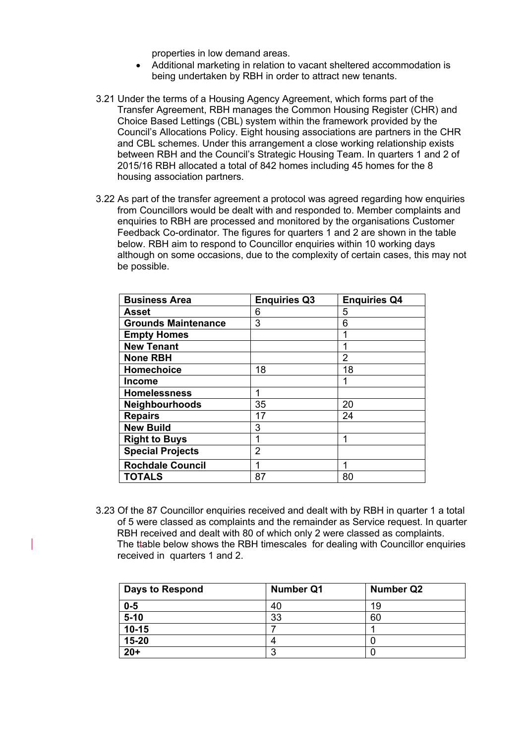properties in low demand areas.

- Additional marketing in relation to vacant sheltered accommodation is being undertaken by RBH in order to attract new tenants.

3.21 Under the terms of a Housing Agency Agreement, which forms part of the Transfer Agreement, RBH manages the Common Housing Register (CHR) and Choice Based Lettings (CBL) system within the framework provided by the Council's Allocations Policy. Eight housing associations are partners in the CHR and CBL schemes. Under this arrangement a close working relationship exists between RBH and the Council's Strategic Housing Team. In quarters 1 and 2 of 2015/16 RBH allocated a total of 842 homes including 45 homes for the 8 housing association partners.

3.22 As part of the transfer agreement a protocol was agreed regarding how enquiries from Councillors would be dealt with and responded to. Member complaints and enquiries to RBH are processed and monitored by the organisations Customer Feedback Co-ordinator. The figures for quarters 1 and 2 are shown in the table below. RBH aim to respond to Councillor enquiries within 10 working days although on some occasions, due to the complexity of certain cases, this may not be possible.

| Business Area | Enquiries Q3 | Enquiries Q4 |
|---|---|---|
| **Asset** | 6 | 5 |
| **Grounds Maintenance** | 3 | 6 |
| **Empty Homes** | | 1 |
| **New Tenant** | | 1 |
| **None RBH** | | 2 |
| **Homechoice** | 18 | 18 |
| **Income** | | 1 |
| **Homelessness** | 1 | |
| **Neighbourhoods** | 35 | 20 |
| **Repairs** | 17 | 24 |
| **New Build** | 3 | |
| **Right to Buys** | 1 | 1 |
| **Special Projects** | 2 | |
| **Rochdale Council** | 1 | 1 |
| **TOTALS** | 87 | 80 |

3.23 Of the 87 Councillor enquiries received and dealt with by RBH in quarter 1 a total of 5 were classed as complaints and the remainder as Service request. In quarter RBH received and dealt with 80 of which only 2 were classed as complaints. The table below shows the RBH timescales for dealing with Councillor enquiries received in quarters 1 and 2.

| Days to Respond | Number Q1 | Number Q2 |
|---|---|---|
| **0-5** | 40 | 19 |
| **5-10** | 33 | 60 |
| **10-15** | 7 | 1 |
| **15-20** | 4 | 0 |
| **20+** | 3 | 0 |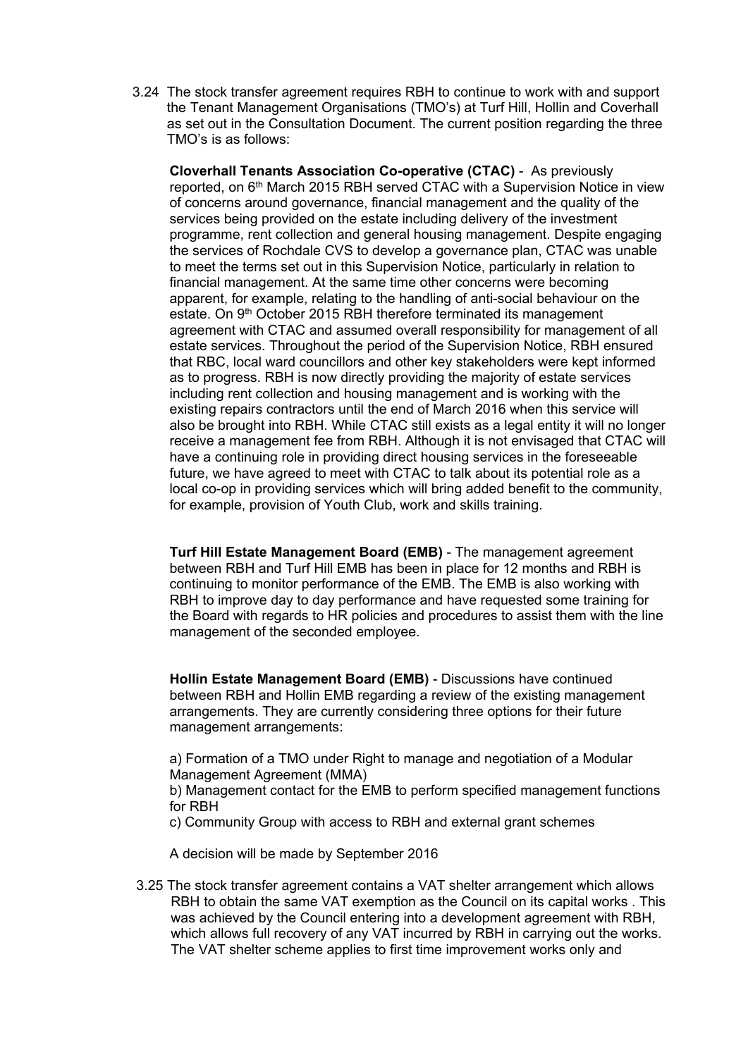3.24 The stock transfer agreement requires RBH to continue to work with and support the Tenant Management Organisations (TMO's) at Turf Hill, Hollin and Coverhall as set out in the Consultation Document. The current position regarding the three TMO's is as follows:

**Cloverhall Tenants Association Co-operative (CTAC)** - As previously reported, on 6th March 2015 RBH served CTAC with a Supervision Notice in view of concerns around governance, financial management and the quality of the services being provided on the estate including delivery of the investment programme, rent collection and general housing management. Despite engaging the services of Rochdale CVS to develop a governance plan, CTAC was unable to meet the terms set out in this Supervision Notice, particularly in relation to financial management. At the same time other concerns were becoming apparent, for example, relating to the handling of anti-social behaviour on the estate. On 9th October 2015 RBH therefore terminated its management agreement with CTAC and assumed overall responsibility for management of all estate services. Throughout the period of the Supervision Notice, RBH ensured that RBC, local ward councillors and other key stakeholders were kept informed as to progress. RBH is now directly providing the majority of estate services including rent collection and housing management and is working with the existing repairs contractors until the end of March 2016 when this service will also be brought into RBH. While CTAC still exists as a legal entity it will no longer receive a management fee from RBH. Although it is not envisaged that CTAC will have a continuing role in providing direct housing services in the foreseeable future, we have agreed to meet with CTAC to talk about its potential role as a local co-op in providing services which will bring added benefit to the community, for example, provision of Youth Club, work and skills training.

**Turf Hill Estate Management Board (EMB)** - The management agreement between RBH and Turf Hill EMB has been in place for 12 months and RBH is continuing to monitor performance of the EMB. The EMB is also working with RBH to improve day to day performance and have requested some training for the Board with regards to HR policies and procedures to assist them with the line management of the seconded employee.

**Hollin Estate Management Board (EMB)** - Discussions have continued between RBH and Hollin EMB regarding a review of the existing management arrangements. They are currently considering three options for their future management arrangements:

a) Formation of a TMO under Right to manage and negotiation of a Modular Management Agreement (MMA)
b) Management contact for the EMB to perform specified management functions for RBH
c) Community Group with access to RBH and external grant schemes

A decision will be made by September 2016

3.25 The stock transfer agreement contains a VAT shelter arrangement which allows RBH to obtain the same VAT exemption as the Council on its capital works . This was achieved by the Council entering into a development agreement with RBH, which allows full recovery of any VAT incurred by RBH in carrying out the works. The VAT shelter scheme applies to first time improvement works only and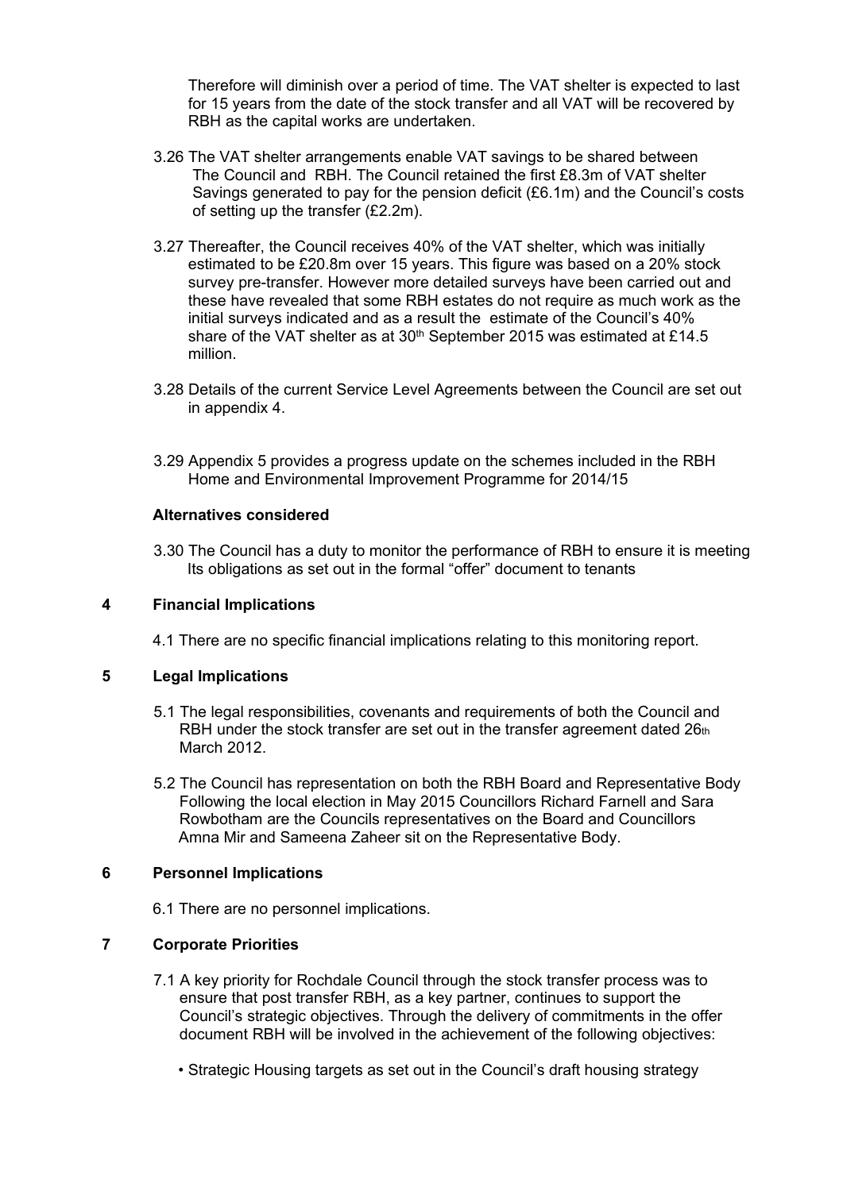Therefore will diminish over a period of time. The VAT shelter is expected to last for 15 years from the date of the stock transfer and all VAT will be recovered by RBH as the capital works are undertaken.

3.26 The VAT shelter arrangements enable VAT savings to be shared between The Council and RBH. The Council retained the first £8.3m of VAT shelter Savings generated to pay for the pension deficit (£6.1m) and the Council's costs of setting up the transfer (£2.2m).

3.27 Thereafter, the Council receives 40% of the VAT shelter, which was initially estimated to be £20.8m over 15 years. This figure was based on a 20% stock survey pre-transfer. However more detailed surveys have been carried out and these have revealed that some RBH estates do not require as much work as the initial surveys indicated and as a result the estimate of the Council's 40% share of the VAT shelter as at 30th September 2015 was estimated at £14.5 million.

3.28 Details of the current Service Level Agreements between the Council are set out in appendix 4.

3.29 Appendix 5 provides a progress update on the schemes included in the RBH Home and Environmental Improvement Programme for 2014/15

**Alternatives considered**

3.30 The Council has a duty to monitor the performance of RBH to ensure it is meeting Its obligations as set out in the formal "offer" document to tenants

## 4 Financial Implications

4.1 There are no specific financial implications relating to this monitoring report.

## 5 Legal Implications

5.1 The legal responsibilities, covenants and requirements of both the Council and RBH under the stock transfer are set out in the transfer agreement dated 26th March 2012.

5.2 The Council has representation on both the RBH Board and Representative Body Following the local election in May 2015 Councillors Richard Farnell and Sara Rowbotham are the Councils representatives on the Board and Councillors Amna Mir and Sameena Zaheer sit on the Representative Body.

## 6 Personnel Implications

6.1 There are no personnel implications.

## 7 Corporate Priorities

7.1 A key priority for Rochdale Council through the stock transfer process was to ensure that post transfer RBH, as a key partner, continues to support the Council's strategic objectives. Through the delivery of commitments in the offer document RBH will be involved in the achievement of the following objectives:

- Strategic Housing targets as set out in the Council's draft housing strategy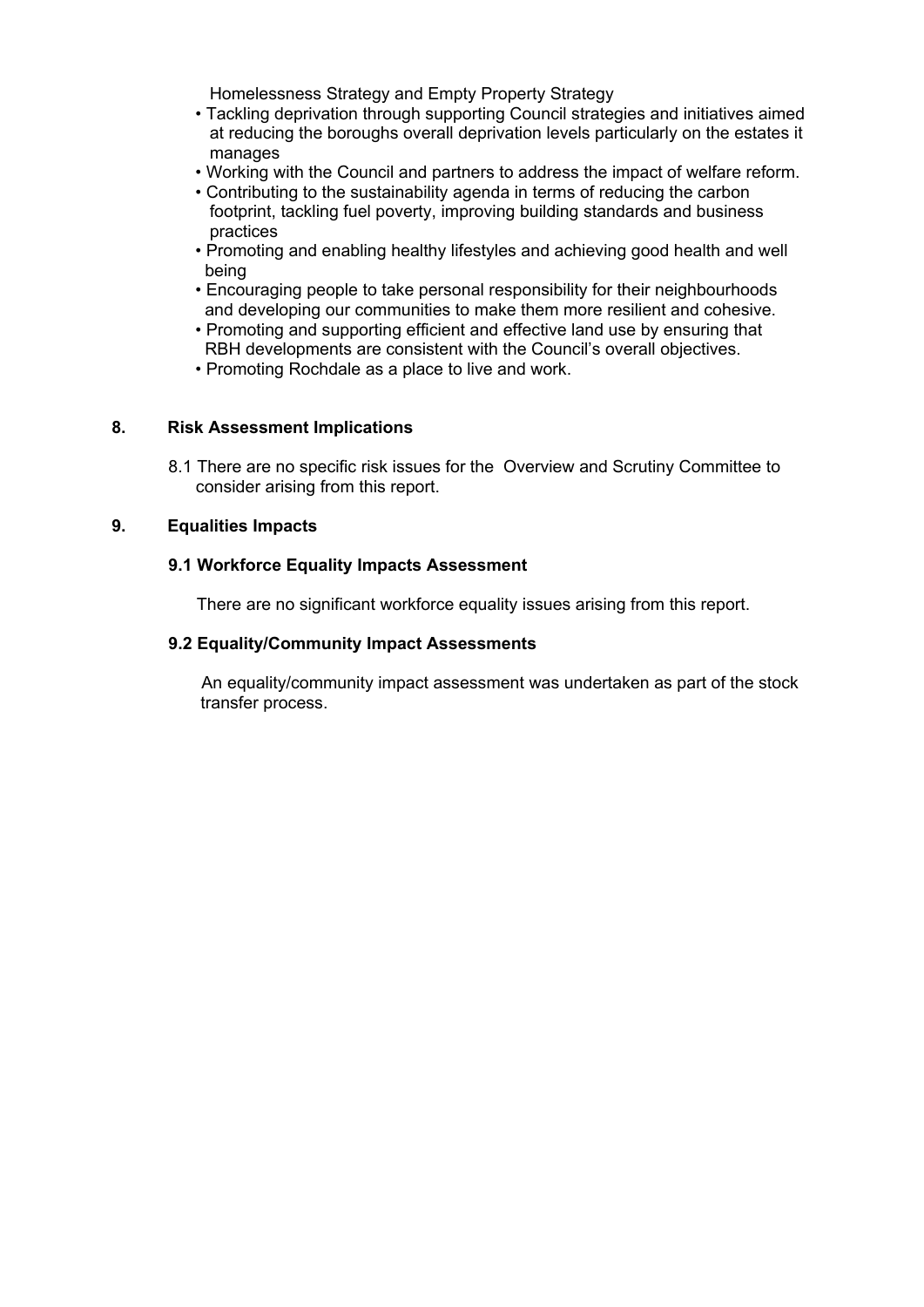Homelessness Strategy and Empty Property Strategy

- Tackling deprivation through supporting Council strategies and initiatives aimed at reducing the boroughs overall deprivation levels particularly on the estates it manages
- Working with the Council and partners to address the impact of welfare reform.
- Contributing to the sustainability agenda in terms of reducing the carbon footprint, tackling fuel poverty, improving building standards and business practices
- Promoting and enabling healthy lifestyles and achieving good health and well being
- Encouraging people to take personal responsibility for their neighbourhoods and developing our communities to make them more resilient and cohesive.
- Promoting and supporting efficient and effective land use by ensuring that RBH developments are consistent with the Council's overall objectives.
- Promoting Rochdale as a place to live and work.

## 8. Risk Assessment Implications

8.1 There are no specific risk issues for the Overview and Scrutiny Committee to consider arising from this report.

## 9. Equalities Impacts

### 9.1 Workforce Equality Impacts Assessment

There are no significant workforce equality issues arising from this report.

### 9.2 Equality/Community Impact Assessments

An equality/community impact assessment was undertaken as part of the stock transfer process.